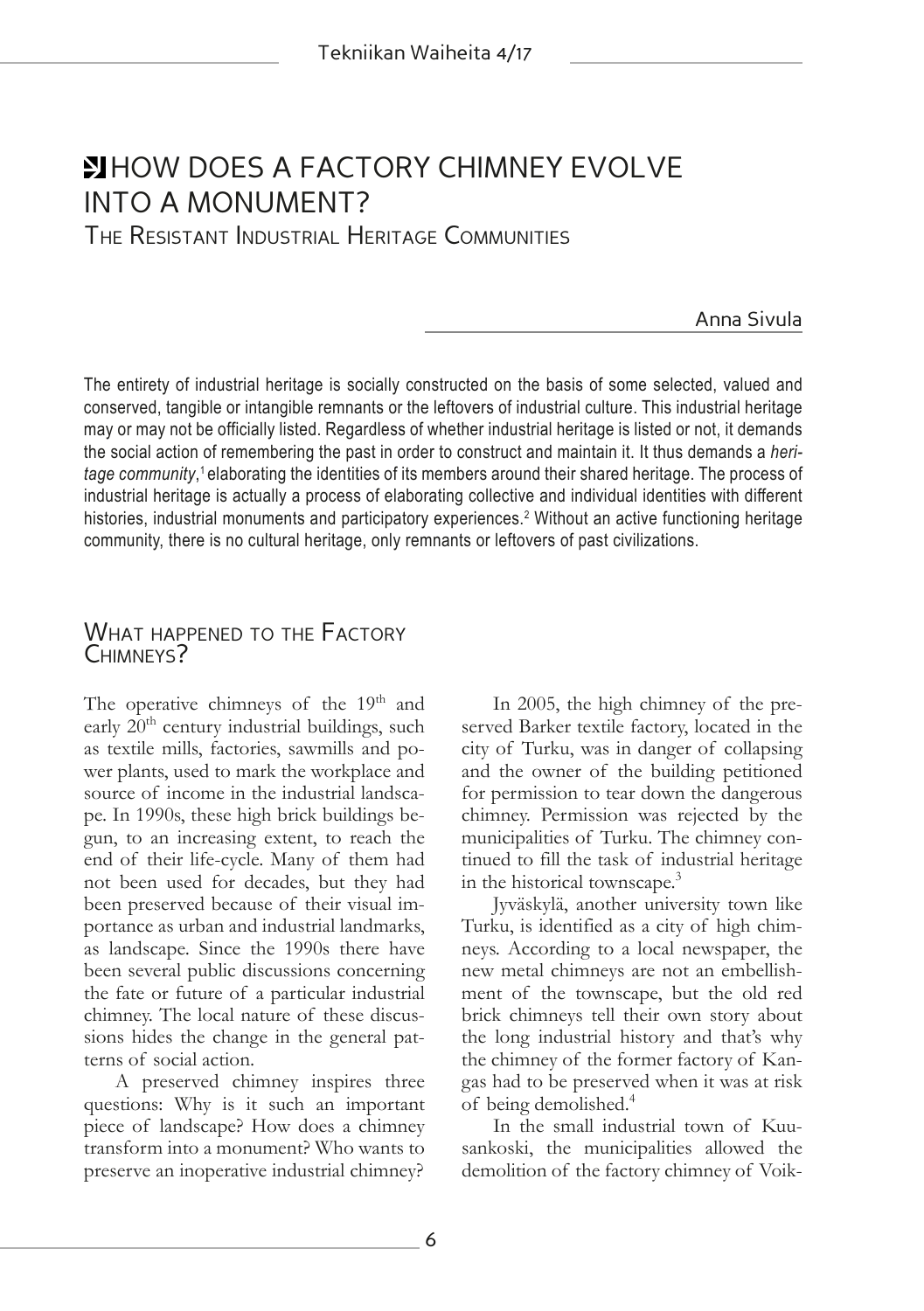# HOW DOES A FACTORY CHIMNEY EVOLVE INTO A MONUMENT?

## The Resistant Industrial Heritage Communities

Anna Sivula

The entirety of industrial heritage is socially constructed on the basis of some selected, valued and conserved, tangible or intangible remnants or the leftovers of industrial culture. This industrial heritage may or may not be officially listed. Regardless of whether industrial heritage is listed or not, it demands the social action of remembering the past in order to construct and maintain it. It thus demands a *heritage community*,[1] elaborating the identities of its members around their shared heritage. The process of industrial heritage is actually a process of elaborating collective and individual identities with different histories, industrial monuments and participatory experiences.[2] Without an active functioning heritage community, there is no cultural heritage, only remnants or leftovers of past civilizations.

## What happened to the Factory Chimneys?

The operative chimneys of the 19th and early 20th century industrial buildings, such as textile mills, factories, sawmills and power plants, used to mark the workplace and source of income in the industrial landscape. In 1990s, these high brick buildings begun, to an increasing extent, to reach the end of their life-cycle. Many of them had not been used for decades, but they had been preserved because of their visual importance as urban and industrial landmarks, as landscape. Since the 1990s there have been several public discussions concerning the fate or future of a particular industrial chimney. The local nature of these discussions hides the change in the general patterns of social action.

A preserved chimney inspires three questions: Why is it such an important piece of landscape? How does a chimney transform into a monument? Who wants to preserve an inoperative industrial chimney?

In 2005, the high chimney of the preserved Barker textile factory, located in the city of Turku, was in danger of collapsing and the owner of the building petitioned for permission to tear down the dangerous chimney. Permission was rejected by the municipalities of Turku. The chimney continued to fill the task of industrial heritage in the historical townscape.[3]

Jyväskylä, another university town like Turku, is identified as a city of high chimneys. According to a local newspaper, the new metal chimneys are not an embellishment of the townscape, but the old red brick chimneys tell their own story about the long industrial history and that's why the chimney of the former factory of Kangas had to be preserved when it was at risk of being demolished.[4]

In the small industrial town of Kuusankoski, the municipalities allowed the demolition of the factory chimney of Voik-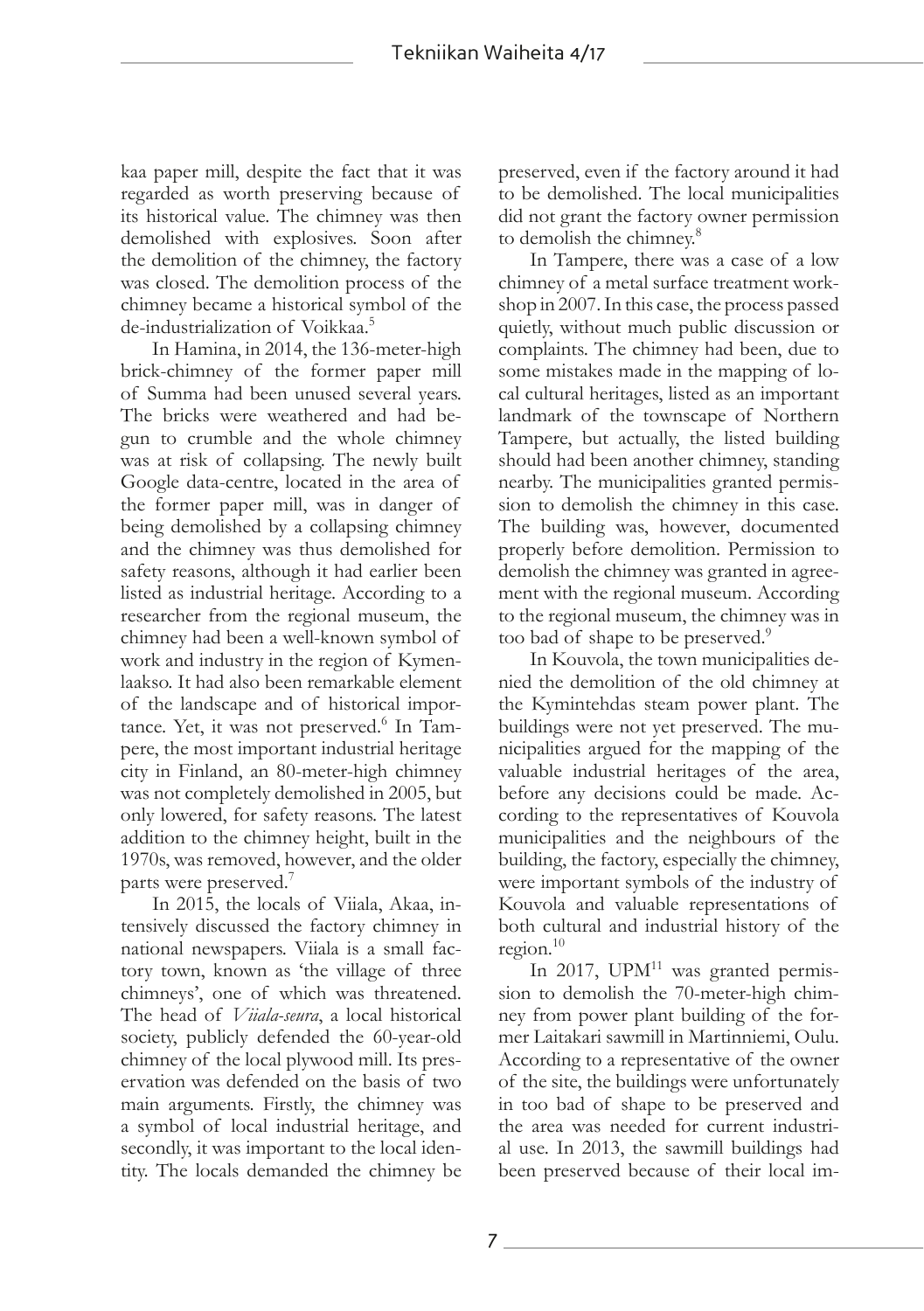kaa paper mill, despite the fact that it was regarded as worth preserving because of its historical value. The chimney was then demolished with explosives. Soon after the demolition of the chimney, the factory was closed. The demolition process of the chimney became a historical symbol of the de-industrialization of Voikkaa.[5]

In Hamina, in 2014, the 136-meter-high brick-chimney of the former paper mill of Summa had been unused several years. The bricks were weathered and had begun to crumble and the whole chimney was at risk of collapsing. The newly built Google data-centre, located in the area of the former paper mill, was in danger of being demolished by a collapsing chimney and the chimney was thus demolished for safety reasons, although it had earlier been listed as industrial heritage. According to a researcher from the regional museum, the chimney had been a well-known symbol of work and industry in the region of Kymenlaakso. It had also been remarkable element of the landscape and of historical importance. Yet, it was not preserved.[6] In Tampere, the most important industrial heritage city in Finland, an 80-meter-high chimney was not completely demolished in 2005, but only lowered, for safety reasons. The latest addition to the chimney height, built in the 1970s, was removed, however, and the older parts were preserved.[7]

In 2015, the locals of Viiala, Akaa, intensively discussed the factory chimney in national newspapers. Viiala is a small factory town, known as 'the village of three chimneys', one of which was threatened. The head of *Viiala-seura*, a local historical society, publicly defended the 60-year-old chimney of the local plywood mill. Its preservation was defended on the basis of two main arguments. Firstly, the chimney was a symbol of local industrial heritage, and secondly, it was important to the local identity. The locals demanded the chimney be preserved, even if the factory around it had to be demolished. The local municipalities did not grant the factory owner permission to demolish the chimney.[8]

In Tampere, there was a case of a low chimney of a metal surface treatment workshop in 2007. In this case, the process passed quietly, without much public discussion or complaints. The chimney had been, due to some mistakes made in the mapping of local cultural heritages, listed as an important landmark of the townscape of Northern Tampere, but actually, the listed building should had been another chimney, standing nearby. The municipalities granted permission to demolish the chimney in this case. The building was, however, documented properly before demolition. Permission to demolish the chimney was granted in agreement with the regional museum. According to the regional museum, the chimney was in too bad of shape to be preserved.[9]

In Kouvola, the town municipalities denied the demolition of the old chimney at the Kymintehdas steam power plant. The buildings were not yet preserved. The municipalities argued for the mapping of the valuable industrial heritages of the area, before any decisions could be made. According to the representatives of Kouvola municipalities and the neighbours of the building, the factory, especially the chimney, were important symbols of the industry of Kouvola and valuable representations of both cultural and industrial history of the region.[10]

In 2017, UPM[11] was granted permission to demolish the 70-meter-high chimney from power plant building of the former Laitakari sawmill in Martinniemi, Oulu. According to a representative of the owner of the site, the buildings were unfortunately in too bad of shape to be preserved and the area was needed for current industrial use. In 2013, the sawmill buildings had been preserved because of their local im-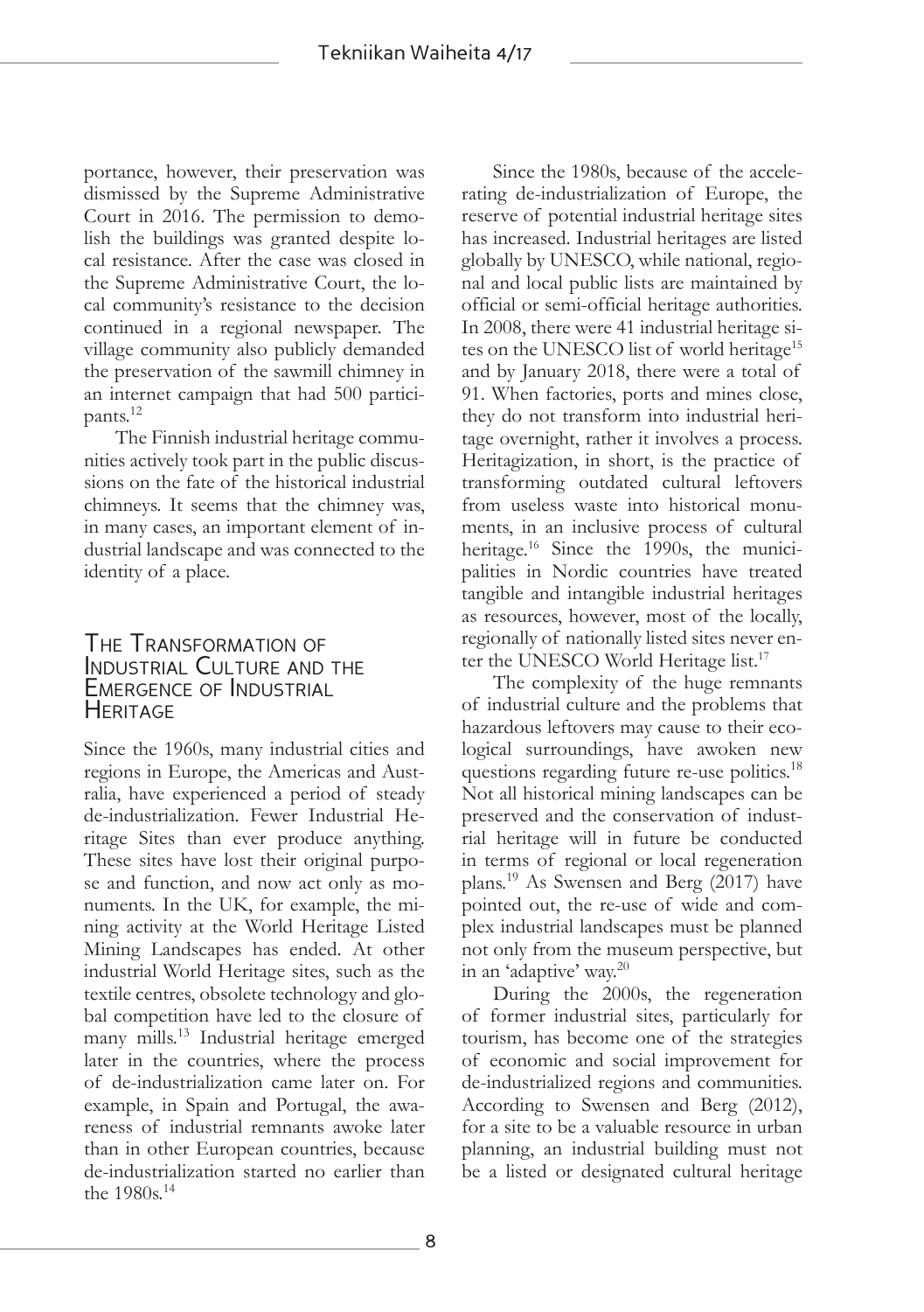portance, however, their preservation was dismissed by the Supreme Administrative Court in 2016. The permission to demolish the buildings was granted despite local resistance. After the case was closed in the Supreme Administrative Court, the local community's resistance to the decision continued in a regional newspaper. The village community also publicly demanded the preservation of the sawmill chimney in an internet campaign that had 500 participants.[12]

The Finnish industrial heritage communities actively took part in the public discussions on the fate of the historical industrial chimneys. It seems that the chimney was, in many cases, an important element of industrial landscape and was connected to the identity of a place.

## The Transformation of Industrial Culture and the Emergence of Industrial Heritage

Since the 1960s, many industrial cities and regions in Europe, the Americas and Australia, have experienced a period of steady de-industrialization. Fewer Industrial Heritage Sites than ever produce anything. These sites have lost their original purpose and function, and now act only as monuments. In the UK, for example, the mining activity at the World Heritage Listed Mining Landscapes has ended. At other industrial World Heritage sites, such as the textile centres, obsolete technology and global competition have led to the closure of many mills.[13] Industrial heritage emerged later in the countries, where the process of de-industrialization came later on. For example, in Spain and Portugal, the awareness of industrial remnants awoke later than in other European countries, because de-industrialization started no earlier than the 1980s.[14]

Since the 1980s, because of the accelerating de-industrialization of Europe, the reserve of potential industrial heritage sites has increased. Industrial heritages are listed globally by UNESCO, while national, regional and local public lists are maintained by official or semi-official heritage authorities. In 2008, there were 41 industrial heritage sites on the UNESCO list of world heritage[15] and by January 2018, there were a total of 91. When factories, ports and mines close, they do not transform into industrial heritage overnight, rather it involves a process. Heritagization, in short, is the practice of transforming outdated cultural leftovers from useless waste into historical monuments, in an inclusive process of cultural heritage.[16] Since the 1990s, the municipalities in Nordic countries have treated tangible and intangible industrial heritages as resources, however, most of the locally, regionally of nationally listed sites never enter the UNESCO World Heritage list.[17]

The complexity of the huge remnants of industrial culture and the problems that hazardous leftovers may cause to their ecological surroundings, have awoken new questions regarding future re-use politics.[18] Not all historical mining landscapes can be preserved and the conservation of industrial heritage will in future be conducted in terms of regional or local regeneration plans.[19] As Swensen and Berg (2017) have pointed out, the re-use of wide and complex industrial landscapes must be planned not only from the museum perspective, but in an 'adaptive' way.[20]

During the 2000s, the regeneration of former industrial sites, particularly for tourism, has become one of the strategies of economic and social improvement for de-industrialized regions and communities. According to Swensen and Berg (2012), for a site to be a valuable resource in urban planning, an industrial building must not be a listed or designated cultural heritage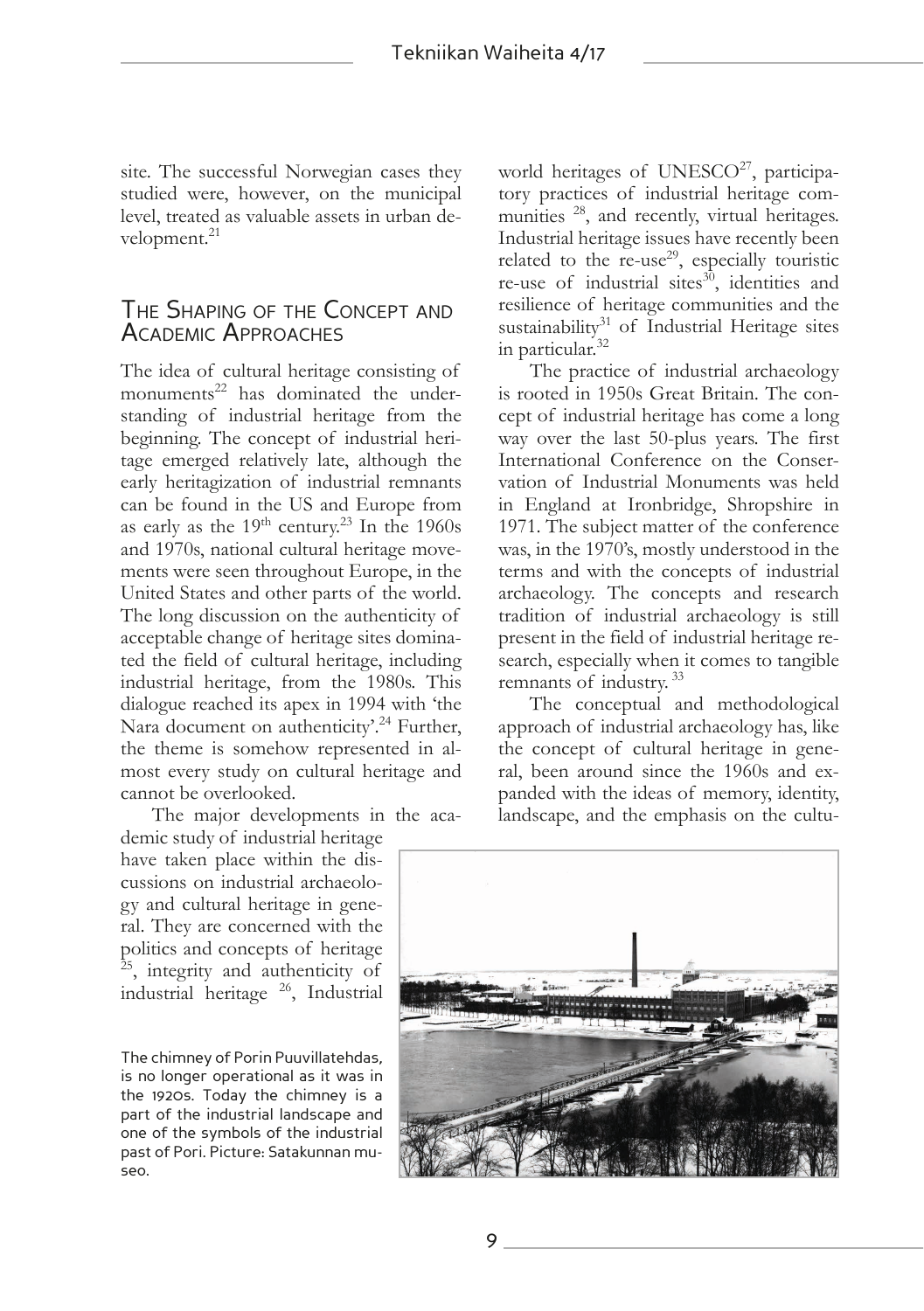site. The successful Norwegian cases they studied were, however, on the municipal level, treated as valuable assets in urban development.[21]

## The Shaping of the Concept and Academic Approaches

The idea of cultural heritage consisting of monuments[22] has dominated the understanding of industrial heritage from the beginning. The concept of industrial heritage emerged relatively late, although the early heritagization of industrial remnants can be found in the US and Europe from as early as the 19th century.[23] In the 1960s and 1970s, national cultural heritage movements were seen throughout Europe, in the United States and other parts of the world. The long discussion on the authenticity of acceptable change of heritage sites dominated the field of cultural heritage, including industrial heritage, from the 1980s. This dialogue reached its apex in 1994 with 'the Nara document on authenticity'.[24] Further, the theme is somehow represented in almost every study on cultural heritage and cannot be overlooked.

The major developments in the academic study of industrial heritage have taken place within the discussions on industrial archaeology and cultural heritage in general. They are concerned with the politics and concepts of heritage [25], integrity and authenticity of industrial heritage [26], Industrial world heritages of UNESCO[27], participatory practices of industrial heritage communities [28], and recently, virtual heritages. Industrial heritage issues have recently been related to the re-use[29], especially touristic re-use of industrial sites[30], identities and resilience of heritage communities and the sustainability[31] of Industrial Heritage sites in particular.[32]

The practice of industrial archaeology is rooted in 1950s Great Britain. The concept of industrial heritage has come a long way over the last 50-plus years. The first International Conference on the Conservation of Industrial Monuments was held in England at Ironbridge, Shropshire in 1971. The subject matter of the conference was, in the 1970's, mostly understood in the terms and with the concepts of industrial archaeology. The concepts and research tradition of industrial archaeology is still present in the field of industrial heritage research, especially when it comes to tangible remnants of industry. [33]

The conceptual and methodological approach of industrial archaeology has, like the concept of cultural heritage in general, been around since the 1960s and expanded with the ideas of memory, identity, landscape, and the emphasis on the cultu-

The chimney of Porin Puuvillatehdas, is no longer operational as it was in the 1920s. Today the chimney is a part of the industrial landscape and one of the symbols of the industrial past of Pori. Picture: Satakunnan museo.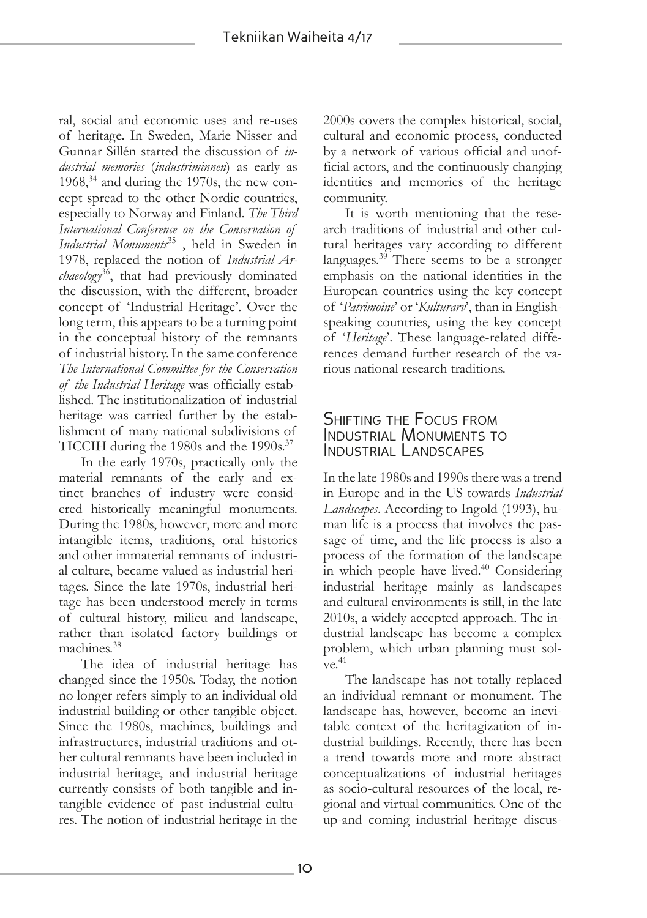ral, social and economic uses and re-uses of heritage. In Sweden, Marie Nisser and Gunnar Sillén started the discussion of *industrial memories* (*industriminnen*) as early as 1968,[34] and during the 1970s, the new concept spread to the other Nordic countries, especially to Norway and Finland. *The Third International Conference on the Conservation of Industrial Monuments*[35] , held in Sweden in 1978, replaced the notion of *Industrial Archaeology*[36], that had previously dominated the discussion, with the different, broader concept of 'Industrial Heritage'. Over the long term, this appears to be a turning point in the conceptual history of the remnants of industrial history. In the same conference *The International Committee for the Conservation of the Industrial Heritage* was officially established. The institutionalization of industrial heritage was carried further by the establishment of many national subdivisions of TICCIH during the 1980s and the 1990s.[37]

In the early 1970s, practically only the material remnants of the early and extinct branches of industry were considered historically meaningful monuments. During the 1980s, however, more and more intangible items, traditions, oral histories and other immaterial remnants of industrial culture, became valued as industrial heritages. Since the late 1970s, industrial heritage has been understood merely in terms of cultural history, milieu and landscape, rather than isolated factory buildings or machines.[38]

The idea of industrial heritage has changed since the 1950s. Today, the notion no longer refers simply to an individual old industrial building or other tangible object. Since the 1980s, machines, buildings and infrastructures, industrial traditions and other cultural remnants have been included in industrial heritage, and industrial heritage currently consists of both tangible and intangible evidence of past industrial cultures. The notion of industrial heritage in the 2000s covers the complex historical, social, cultural and economic process, conducted by a network of various official and unofficial actors, and the continuously changing identities and memories of the heritage community.

It is worth mentioning that the research traditions of industrial and other cultural heritages vary according to different languages.[39] There seems to be a stronger emphasis on the national identities in the European countries using the key concept of '*Patrimoine*' or '*Kulturarv*', than in English-speaking countries, using the key concept of '*Heritage*'. These language-related differences demand further research of the various national research traditions.

## Shifting the Focus from Industrial Monuments to Industrial Landscapes

In the late 1980s and 1990s there was a trend in Europe and in the US towards *Industrial Landscapes*. According to Ingold (1993), human life is a process that involves the passage of time, and the life process is also a process of the formation of the landscape in which people have lived.[40] Considering industrial heritage mainly as landscapes and cultural environments is still, in the late 2010s, a widely accepted approach. The industrial landscape has become a complex problem, which urban planning must solve.[41]

The landscape has not totally replaced an individual remnant or monument. The landscape has, however, become an inevitable context of the heritagization of industrial buildings. Recently, there has been a trend towards more and more abstract conceptualizations of industrial heritages as socio-cultural resources of the local, regional and virtual communities. One of the up-and coming industrial heritage discus-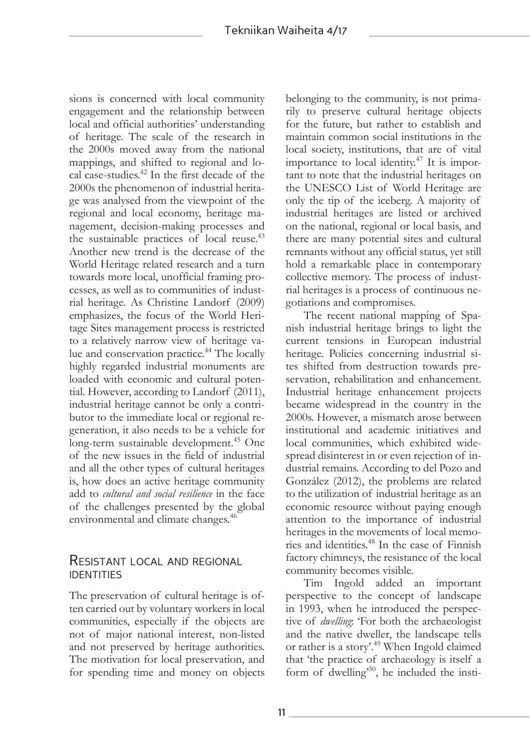sions is concerned with local community engagement and the relationship between local and official authorities' understanding of heritage. The scale of the research in the 2000s moved away from the national mappings, and shifted to regional and local case-studies.[42] In the first decade of the 2000s the phenomenon of industrial heritage was analysed from the viewpoint of the regional and local economy, heritage management, decision-making processes and the sustainable practices of local reuse.[43] Another new trend is the decrease of the World Heritage related research and a turn towards more local, unofficial framing processes, as well as to communities of industrial heritage. As Christine Landorf (2009) emphasizes, the focus of the World Heritage Sites management process is restricted to a relatively narrow view of heritage value and conservation practice.[44] The locally highly regarded industrial monuments are loaded with economic and cultural potential. However, according to Landorf (2011), industrial heritage cannot be only a contributor to the immediate local or regional regeneration, it also needs to be a vehicle for long-term sustainable development.[45] One of the new issues in the field of industrial and all the other types of cultural heritages is, how does an active heritage community add to *cultural and social resilience* in the face of the challenges presented by the global environmental and climate changes.[46]

## Resistant local and regional identities

The preservation of cultural heritage is often carried out by voluntary workers in local communities, especially if the objects are not of major national interest, non-listed and not preserved by heritage authorities. The motivation for local preservation, and for spending time and money on objects belonging to the community, is not primarily to preserve cultural heritage objects for the future, but rather to establish and maintain common social institutions in the local society, institutions, that are of vital importance to local identity.[47] It is important to note that the industrial heritages on the UNESCO List of World Heritage are only the tip of the iceberg. A majority of industrial heritages are listed or archived on the national, regional or local basis, and there are many potential sites and cultural remnants without any official status, yet still hold a remarkable place in contemporary collective memory. The process of industrial heritages is a process of continuous negotiations and compromises.

The recent national mapping of Spanish industrial heritage brings to light the current tensions in European industrial heritage. Policies concerning industrial sites shifted from destruction towards preservation, rehabilitation and enhancement. Industrial heritage enhancement projects became widespread in the country in the 2000s. However, a mismatch arose between institutional and academic initiatives and local communities, which exhibited widespread disinterest in or even rejection of industrial remains. According to del Pozo and González (2012), the problems are related to the utilization of industrial heritage as an economic resource without paying enough attention to the importance of industrial heritages in the movements of local memories and identities.[48] In the case of Finnish factory chimneys, the resistance of the local community becomes visible.

Tim Ingold added an important perspective to the concept of landscape in 1993, when he introduced the perspective of *dwelling*: 'For both the archaeologist and the native dweller, the landscape tells or rather is a story'.[49] When Ingold claimed that 'the practice of archaeology is itself a form of dwelling'[50], he included the insti-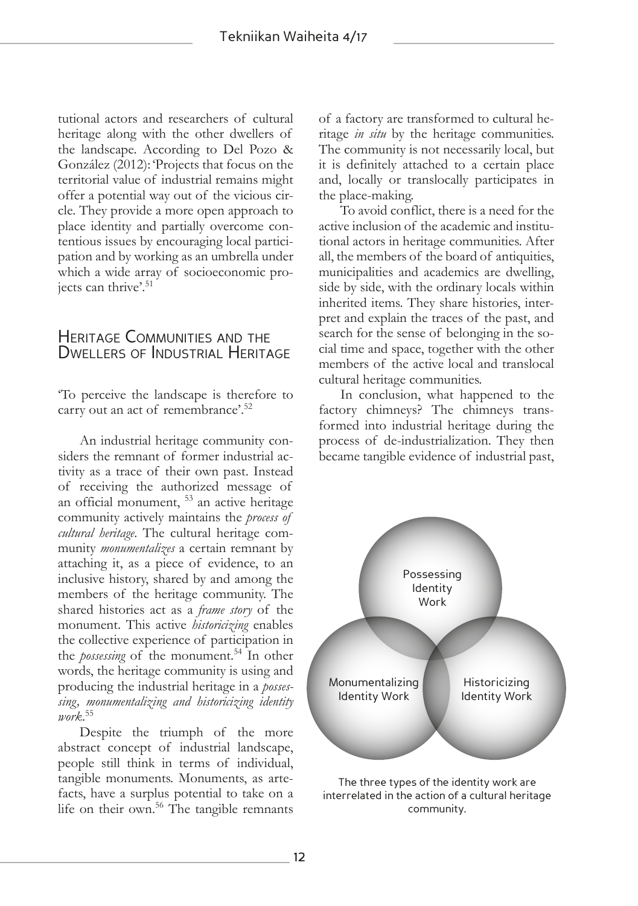tutional actors and researchers of cultural heritage along with the other dwellers of the landscape. According to Del Pozo & González (2012): 'Projects that focus on the territorial value of industrial remains might offer a potential way out of the vicious circle. They provide a more open approach to place identity and partially overcome contentious issues by encouraging local participation and by working as an umbrella under which a wide array of socioeconomic projects can thrive'.[51]

## Heritage Communities and the Dwellers of Industrial Heritage

'To perceive the landscape is therefore to carry out an act of remembrance'.[52]

An industrial heritage community considers the remnant of former industrial activity as a trace of their own past. Instead of receiving the authorized message of an official monument, [53] an active heritage community actively maintains the *process of cultural heritage*. The cultural heritage community *monumentalizes* a certain remnant by attaching it, as a piece of evidence, to an inclusive history, shared by and among the members of the heritage community. The shared histories act as a *frame story* of the monument. This active *historicizing* enables the collective experience of participation in the *possessing* of the monument.[54] In other words, the heritage community is using and producing the industrial heritage in a *possessing, monumentalizing and historicizing identity work*.[55]

Despite the triumph of the more abstract concept of industrial landscape, people still think in terms of individual, tangible monuments. Monuments, as artefacts, have a surplus potential to take on a life on their own.[56] The tangible remnants of a factory are transformed to cultural heritage *in situ* by the heritage communities. The community is not necessarily local, but it is definitely attached to a certain place and, locally or translocally participates in the place-making.

To avoid conflict, there is a need for the active inclusion of the academic and institutional actors in heritage communities. After all, the members of the board of antiquities, municipalities and academics are dwelling, side by side, with the ordinary locals within inherited items. They share histories, interpret and explain the traces of the past, and search for the sense of belonging in the social time and space, together with the other members of the active local and translocal cultural heritage communities.

In conclusion, what happened to the factory chimneys? The chimneys transformed into industrial heritage during the process of de-industrialization. They then became tangible evidence of industrial past,

Possessing Identity Work

Monumentalizing Identity Work

Historicizing Identity Work

The three types of the identity work are interrelated in the action of a cultural heritage community.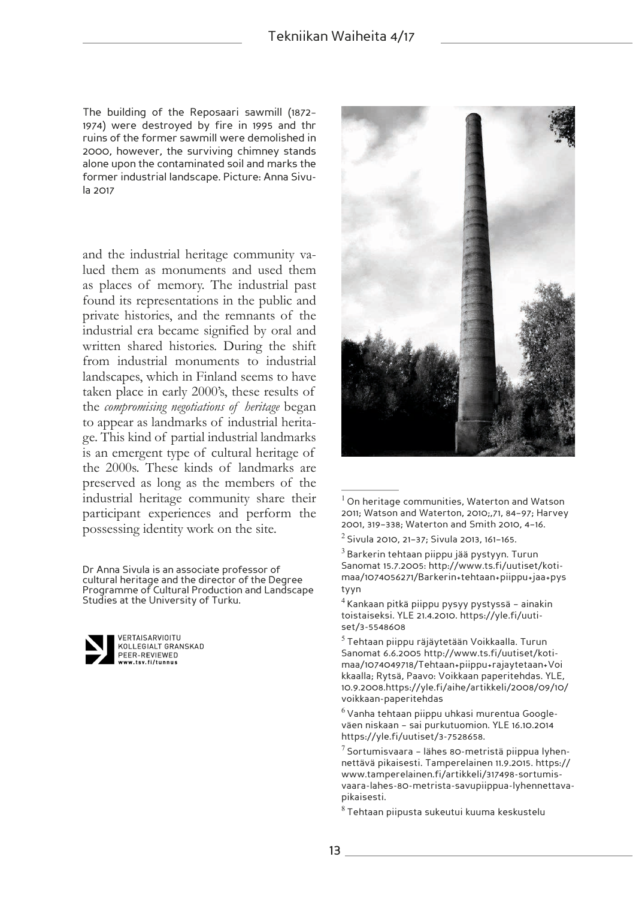The building of the Reposaari sawmill (1872–1974) were destroyed by fire in 1995 and thr ruins of the former sawmill were demolished in 2000, however, the surviving chimney stands alone upon the contaminated soil and marks the former industrial landscape. Picture: Anna Sivula 2017

and the industrial heritage community valued them as monuments and used them as places of memory. The industrial past found its representations in the public and private histories, and the remnants of the industrial era became signified by oral and written shared histories. During the shift from industrial monuments to industrial landscapes, which in Finland seems to have taken place in early 2000's, these results of the *compromising negotiations of heritage* began to appear as landmarks of industrial heritage. This kind of partial industrial landmarks is an emergent type of cultural heritage of the 2000s. These kinds of landmarks are preserved as long as the members of the industrial heritage community share their participant experiences and perform the possessing identity work on the site.

Dr Anna Sivula is an associate professor of cultural heritage and the director of the Degree Programme of Cultural Production and Landscape Studies at the University of Turku.

VERTAISARVIOITU
KOLLEGIALT GRANSKAD
PEER-REVIEWED
www.tsv.fi/tunnus

---

[1] On heritage communities, Waterton and Watson 2011; Watson and Waterton, 2010;,71, 84–97; Harvey 2001, 319–338; Waterton and Smith 2010, 4–16.

[2] Sivula 2010, 21–37; Sivula 2013, 161–165.

[3] Barkerin tehtaan piippu jää pystyyn. Turun Sanomat 15.7.2005: http://www.ts.fi/uutiset/kotimaa/1074056271/Barkerin+tehtaan+piippu+jaa+pystyyn

[4] Kankaan pitkä piippu pysyy pystyssä – ainakin toistaiseksi. YLE 21.4.2010. https://yle.fi/uutiset/3-5548608

[5] Tehtaan piippu räjäytetään Voikkaalla. Turun Sanomat 6.6.2005 http://www.ts.fi/uutiset/kotimaa/1074049718/Tehtaan+piippu+rajaytetaan+Voikkaalla; Rytsä, Paavo: Voikkaan paperitehdas. YLE, 10.9.2008.https://yle.fi/aihe/artikkeli/2008/09/10/voikkaan-paperitehdas

[6] Vanha tehtaan piippu uhkasi murentua Googleväen niskaan – sai purkutuomion. YLE 16.10.2014 https://yle.fi/uutiset/3-7528658.

[7] Sortumisvaara – lähes 80-metristä piippua lyhennettävä pikaisesti. Tamperelainen 11.9.2015. https://www.tamperelainen.fi/artikkeli/317498-sortumisvaara-lahes-80-metrista-savupiippua-lyhennettava-pikaisesti.

[8] Tehtaan piipusta sukeutui kuuma keskustelu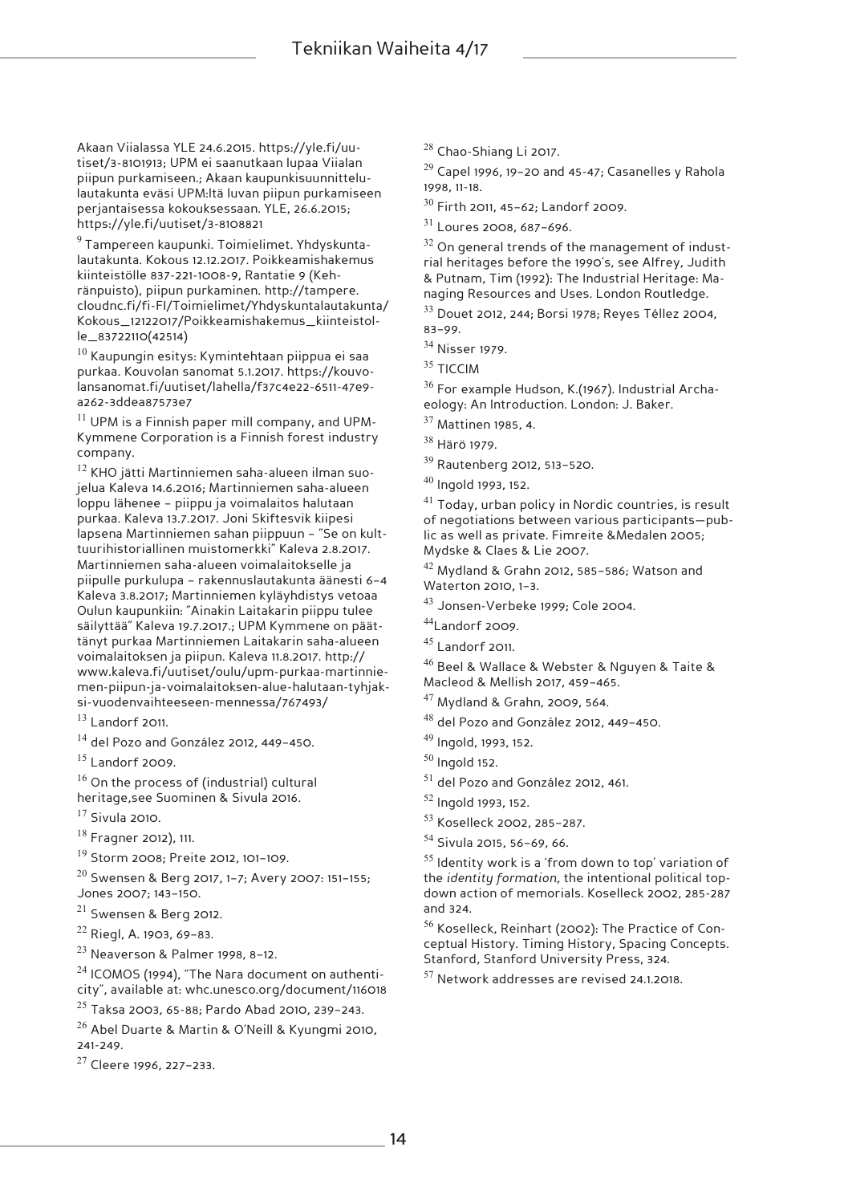Akaan Viialassa YLE 24.6.2015. https://yle.fi/uutiset/3-8101913; UPM ei saanutkaan lupaa Viialan piipun purkamiseen.; Akaan kaupunkisuunnittelulautakunta eväsi UPM:ltä luvan piipun purkamiseen perjantaisessa kokouksessaan. YLE, 26.6.2015; https://yle.fi/uutiset/3-8108821

[9] Tampereen kaupunki. Toimielimet. Yhdyskuntalautakunta. Kokous 12.12.2017. Poikkeamishakemus kiinteistölle 837-221-1008-9, Rantatie 9 (Kehränpuisto), piipun purkaminen. http://tampere.cloudnc.fi/fi-FI/Toimielimet/Yhdyskuntalautakunta/Kokous_12122017/Poikkeamishakemus_kiinteistolle_83722110(42514)

[10] Kaupungin esitys: Kymintehtaan piippua ei saa purkaa. Kouvolan sanomat 5.1.2017. https://kouvolansanomat.fi/uutiset/lahella/f37c4e22-6511-47e9-a262-3ddea87573e7

[11] UPM is a Finnish paper mill company, and UPM-Kymmene Corporation is a Finnish forest industry company.

[12] KHO jätti Martinniemen saha-alueen ilman suojelua Kaleva 14.6.2016; Martinniemen saha-alueen loppu lähenee – piippu ja voimalaitos halutaan purkaa. Kaleva 13.7.2017. Joni Skiftesvik kiipesi lapsena Martinniemen sahan piippuun – "Se on kulttuurihistoriallinen muistomerkki" Kaleva 2.8.2017. Martinniemen saha-alueen voimalaitokselle ja piipulle purkulupa – rakennuslautakunta äänesti 6–4 Kaleva 3.8.2017; Martinniemen kyläyhdistys vetoaa Oulun kaupunkiin: "Ainakin Laitakarin piippu tulee säilyttää" Kaleva 19.7.2017.; UPM Kymmene on päättänyt purkaa Martinniemen Laitakarin saha-alueen voimalaitoksen ja piipun. Kaleva 11.8.2017. http://www.kaleva.fi/uutiset/oulu/upm-purkaa-martinniemen-piipun-ja-voimalaitoksen-alue-halutaan-tyhjaksi-vuodenvaihteeseen-mennessa/767493/

[13] Landorf 2011.

[14] del Pozo and González 2012, 449–450.

[15] Landorf 2009.

[16] On the process of (industrial) cultural heritage,see Suominen & Sivula 2016.

[17] Sivula 2010.

[18] Fragner 2012), 111.

[19] Storm 2008; Preite 2012, 101–109.

[20] Swensen & Berg 2017, 1–7; Avery 2007: 151–155; Jones 2007; 143–150.

[21] Swensen & Berg 2012.

[22] Riegl, A. 1903, 69–83.

[23] Neaverson & Palmer 1998, 8–12.

[24] ICOMOS (1994), "The Nara document on authenticity", available at: whc.unesco.org/document/116018

[25] Taksa 2003, 65-88; Pardo Abad 2010, 239–243.

[26] Abel Duarte & Martin & O'Neill & Kyungmi 2010, 241-249.

[27] Cleere 1996, 227–233.

[28] Chao-Shiang Li 2017.

[29] Capel 1996, 19–20 and 45-47; Casanelles y Rahola 1998, 11-18.

[30] Firth 2011, 45–62; Landorf 2009.

[31] Loures 2008, 687–696.

[32] On general trends of the management of industrial heritages before the 1990's, see Alfrey, Judith & Putnam, Tim (1992): The Industrial Heritage: Managing Resources and Uses. London Routledge.

[33] Douet 2012, 244; Borsi 1978; Reyes Téllez 2004, 83–99.

[34] Nisser 1979.

[35] TICCIM

[36] For example Hudson, K.(1967). Industrial Archaeology: An Introduction. London: J. Baker.

[37] Mattinen 1985, 4.

[38] Härö 1979.

[39] Rautenberg 2012, 513–520.

[40] Ingold 1993, 152.

[41] Today, urban policy in Nordic countries, is result of negotiations between various participants—public as well as private. Fimreite &Medalen 2005; Mydske & Claes & Lie 2007.

[42] Mydland & Grahn 2012, 585–586; Watson and Waterton 2010, 1–3.

[43] Jonsen-Verbeke 1999; Cole 2004.

[44] Landorf 2009.

[45] Landorf 2011.

[46] Beel & Wallace & Webster & Nguyen & Taite & Macleod & Mellish 2017, 459–465.

[47] Mydland & Grahn, 2009, 564.

[48] del Pozo and González 2012, 449–450.

[49] Ingold, 1993, 152.

[50] Ingold 152.

[51] del Pozo and González 2012, 461.

[52] Ingold 1993, 152.

[53] Koselleck 2002, 285–287.

[54] Sivula 2015, 56–69, 66.

[55] Identity work is a 'from down to top' variation of the *identity formation,* the intentional political topdown action of memorials. Koselleck 2002, 285-287 and 324.

[56] Koselleck, Reinhart (2002): The Practice of Conceptual History. Timing History, Spacing Concepts. Stanford, Stanford University Press, 324.

[57] Network addresses are revised 24.1.2018.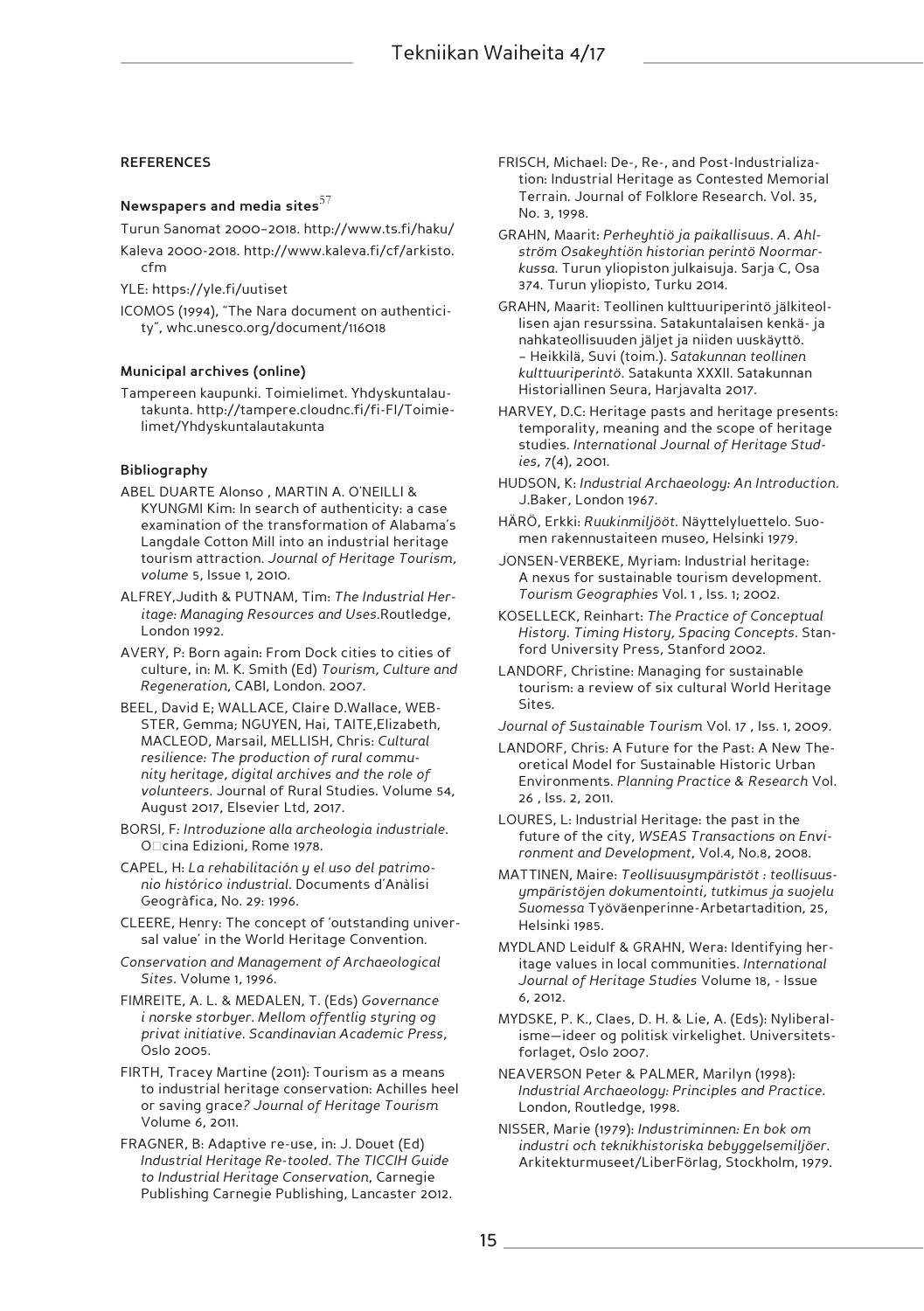## REFERENCES

### Newspapers and media sites[57]

Turun Sanomat 2000–2018. http://www.ts.fi/haku/

Kaleva 2000-2018. http://www.kaleva.fi/cf/arkisto.cfm

YLE: https://yle.fi/uutiset

ICOMOS (1994), "The Nara document on authenticity", whc.unesco.org/document/116018

### Municipal archives (online)

Tampereen kaupunki. Toimielimet. Yhdyskuntalautakunta. http://tampere.cloudnc.fi/fi-FI/Toimielimet/Yhdyskuntalautakunta

### Bibliography

ABEL DUARTE Alonso , MARTIN A. O'NEILLI & KYUNGMI Kim: In search of authenticity: a case examination of the transformation of Alabama's Langdale Cotton Mill into an industrial heritage tourism attraction. *Journal of Heritage Tourism, volume* 5, Issue 1, 2010.

ALFREY,Judith & PUTNAM, Tim: *The Industrial Heritage: Managing Resources and Uses*.Routledge, London 1992.

AVERY, P: Born again: From Dock cities to cities of culture, in: M. K. Smith (Ed) *Tourism, Culture and Regeneration*, CABI, London. 2007.

BEEL, David E; WALLACE, Claire D.Wallace, WEBSTER, Gemma; NGUYEN, Hai, TAITE,Elizabeth, MACLEOD, Marsail, MELLISH, Chris: *Cultural resilience: The production of rural community heritage, digital archives and the role of volunteers*. Journal of Rural Studies. Volume 54, August 2017, Elsevier Ltd, 2017.

BORSI, F: *Introduzione alla archeologia industriale*. O□cina Edizioni, Rome 1978.

CAPEL, H: *La rehabilitación y el uso del patrimonio histórico industrial*. Documents d'Anàlisi Geogràfica, No. 29: 1996.

CLEERE, Henry: The concept of 'outstanding universal value' in the World Heritage Convention.

*Conservation and Management of Archaeological Sites*. Volume 1, 1996.

FIMREITE, A. L. & MEDALEN, T. (Eds) *Governance i norske storbyer. Mellom offentlig styring og privat initiative. Scandinavian Academic Press*, Oslo 2005.

FIRTH, Tracey Martine (2011): Tourism as a means to industrial heritage conservation: Achilles heel or saving grace? *Journal of Heritage Tourism* Volume 6, 2011.

FRAGNER, B: Adaptive re-use, in: J. Douet (Ed) *Industrial Heritage Re-tooled. The TICCIH Guide to Industrial Heritage Conservation*, Carnegie Publishing Carnegie Publishing, Lancaster 2012.

FRISCH, Michael: De-, Re-, and Post-Industrialization: Industrial Heritage as Contested Memorial Terrain. Journal of Folklore Research. Vol. 35, No. 3, 1998.

GRAHN, Maarit: *Perheyhtiö ja paikallisuus. A. Ahlström Osakeyhtiön historian perintö Noormarkussa.* Turun yliopiston julkaisuja. Sarja C, Osa 374. Turun yliopisto, Turku 2014.

GRAHN, Maarit: Teollinen kulttuuriperintö jälkiteollisen ajan resurssina. Satakuntalaisen kenkä- ja nahkateollisuuden jäljet ja niiden uuskäyttö. – Heikkilä, Suvi (toim.). *Satakunnan teollinen kulttuuriperintö*. Satakunta XXXII. Satakunnan Historiallinen Seura, Harjavalta 2017.

HARVEY, D.C: Heritage pasts and heritage presents: temporality, meaning and the scope of heritage studies. *International Journal of Heritage Studies*, 7(4), 2001.

HUDSON, K: *Industrial Archaeology: An Introduction*. J.Baker, London 1967.

HÄRÖ, Erkki: *Ruukinmiljööt*. Näyttelyluettelo. Suomen rakennustaiteen museo, Helsinki 1979.

JONSEN-VERBEKE, Myriam: Industrial heritage: A nexus for sustainable tourism development. *Tourism Geographies* Vol. 1 , Iss. 1; 2002.

KOSELLECK, Reinhart: *The Practice of Conceptual History. Timing History, Spacing Concepts*. Stanford University Press, Stanford 2002.

LANDORF, Christine: Managing for sustainable tourism: a review of six cultural World Heritage Sites.

*Journal of Sustainable Tourism* Vol. 17 , Iss. 1, 2009.

LANDORF, Chris: A Future for the Past: A New Theoretical Model for Sustainable Historic Urban Environments. *Planning Practice & Research* Vol. 26 , Iss. 2, 2011.

LOURES, L: Industrial Heritage: the past in the future of the city, *WSEAS Transactions on Environment and Development*, Vol.4, No.8, 2008.

MATTINEN, Maire: *Teollisuusympäristöt : teollisuusympäristöjen dokumentointi, tutkimus ja suojelu Suomessa* Työväenperinne-Arbetartadition, 25, Helsinki 1985.

MYDLAND Leidulf & GRAHN, Wera: Identifying heritage values in local communities. *International Journal of Heritage Studies* Volume 18, - Issue 6, 2012.

MYDSKE, P. K., Claes, D. H. & Lie, A. (Eds): Nyliberalisme—ideer og politisk virkelighet. Universitetsforlaget, Oslo 2007.

NEAVERSON Peter & PALMER, Marilyn (1998): *Industrial Archaeology: Principles and Practice*. London, Routledge, 1998.

NISSER, Marie (1979): *Industriminnen: En bok om industri och teknikhistoriska bebyggelsemiljöer*. Arkitekturmuseet/LiberFörlag, Stockholm, 1979.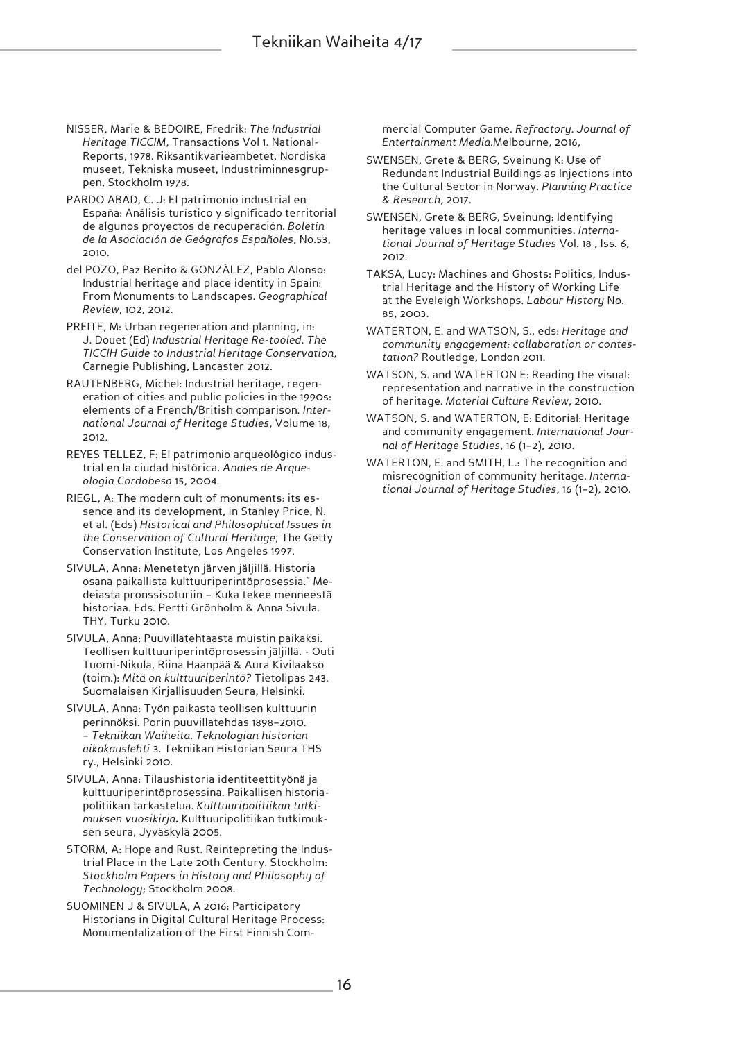NISSER, Marie & BEDOIRE, Fredrik: *The Industrial Heritage TICCIM*, Transactions Vol 1. National-Reports, 1978. Riksantikvarieämbetet, Nordiska museet, Tekniska museet, Industriminnesgruppen, Stockholm 1978.

PARDO ABAD, C. J: El patrimonio industrial en España: Análisis turístico y significado territorial de algunos proyectos de recuperación. *Boletín de la Asociación de Geógrafos Españoles*, No.53, 2010.

del POZO, Paz Benito & GONZÁLEZ, Pablo Alonso: Industrial heritage and place identity in Spain: From Monuments to Landscapes. *Geographical Review*, 102, 2012.

PREITE, M: Urban regeneration and planning, in: J. Douet (Ed) *Industrial Heritage Re-tooled. The TICCIH Guide to Industrial Heritage Conservation*, Carnegie Publishing, Lancaster 2012.

RAUTENBERG, Michel: Industrial heritage, regeneration of cities and public policies in the 1990s: elements of a French/British comparison. *International Journal of Heritage Studies*, Volume 18, 2012.

REYES TELLEZ, F: El patrimonio arqueológico industrial en la ciudad histórica. *Anales de Arqueología Cordobesa* 15, 2004.

RIEGL, A: The modern cult of monuments: its essence and its development, in Stanley Price, N. et al. (Eds) *Historical and Philosophical Issues in the Conservation of Cultural Heritage*, The Getty Conservation Institute, Los Angeles 1997.

SIVULA, Anna: Menetetyn järven jäljillä. Historia osana paikallista kulttuuriperintöprosessia." Medeiasta pronssisoturiin – Kuka tekee menneestä historiaa. Eds. Pertti Grönholm & Anna Sivula. THY, Turku 2010.

SIVULA, Anna: Puuvillatehtaasta muistin paikaksi. Teollisen kulttuuriperintöprosessin jäljillä. - Outi Tuomi-Nikula, Riina Haanpää & Aura Kivilaakso (toim.): *Mitä on kulttuuriperintö?* Tietolipas 243. Suomalaisen Kirjallisuuden Seura, Helsinki.

SIVULA, Anna: Työn paikasta teollisen kulttuurin perinnöksi. Porin puuvillatehdas 1898–2010. – *Tekniikan Waiheita. Teknologian historian aikakauslehti* 3. Tekniikan Historian Seura THS ry., Helsinki 2010.

SIVULA, Anna: Tilaushistoria identiteettityönä ja kulttuuriperintöprosessina. Paikallisen historiapolitiikan tarkastelua. *Kulttuuripolitiikan tutkimuksen vuosikirja*. Kulttuuripolitiikan tutkimuksen seura, Jyväskylä 2005.

STORM, A: Hope and Rust. Reintepreting the Industrial Place in the Late 20th Century. Stockholm: *Stockholm Papers in History and Philosophy of Technology*; Stockholm 2008.

SUOMINEN J & SIVULA, A 2016: Participatory Historians in Digital Cultural Heritage Process: Monumentalization of the First Finnish Commercial Computer Game. *Refractory. Journal of Entertainment Media*.Melbourne, 2016,

SWENSEN, Grete & BERG, Sveinung K: Use of Redundant Industrial Buildings as Injections into the Cultural Sector in Norway. *Planning Practice & Research*, 2017.

SWENSEN, Grete & BERG, Sveinung: Identifying heritage values in local communities. *International Journal of Heritage Studies* Vol. 18 , Iss. 6, 2012.

TAKSA, Lucy: Machines and Ghosts: Politics, Industrial Heritage and the History of Working Life at the Eveleigh Workshops. *Labour History* No. 85, 2003.

WATERTON, E. and WATSON, S., eds: *Heritage and community engagement: collaboration or contestation?* Routledge, London 2011.

WATSON, S. and WATERTON E: Reading the visual: representation and narrative in the construction of heritage. *Material Culture Review*, 2010.

WATSON, S. and WATERTON, E: Editorial: Heritage and community engagement. *International Journal of Heritage Studies*, 16 (1–2), 2010.

WATERTON, E. and SMITH, L.: The recognition and misrecognition of community heritage. *International Journal of Heritage Studies*, 16 (1–2), 2010.